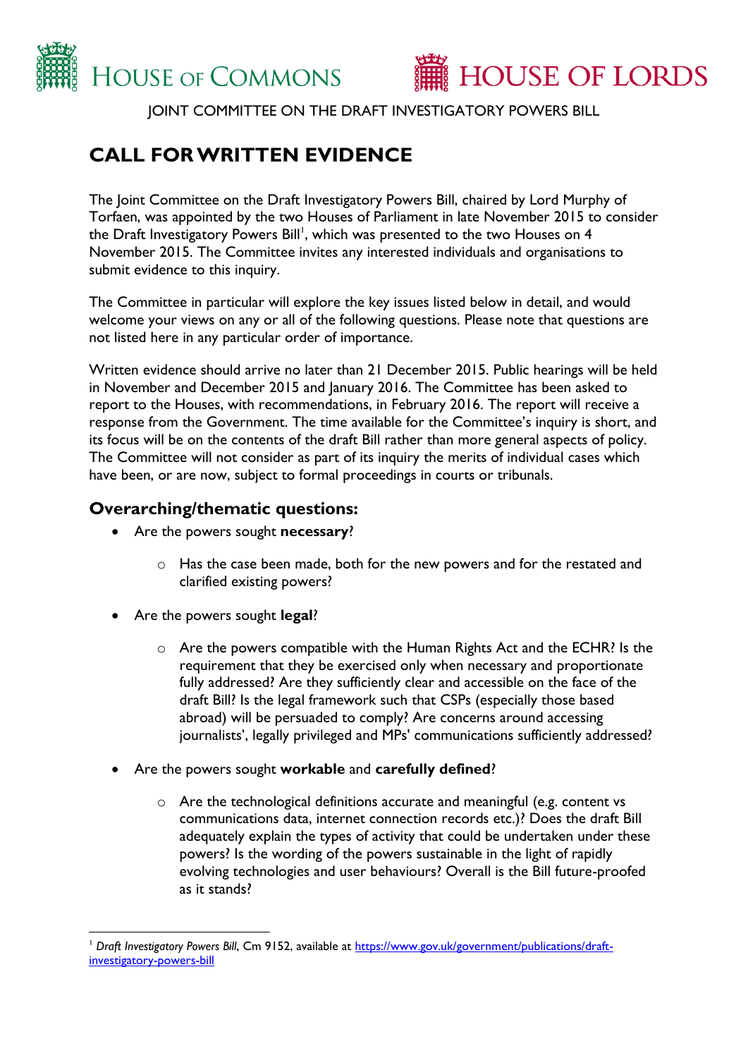HOUSE OF COMMONS HOUSE OF LORDS

JOINT COMMITTEE ON THE DRAFT INVESTIGATORY POWERS BILL

# CALL FOR WRITTEN EVIDENCE

The Joint Committee on the Draft Investigatory Powers Bill, chaired by Lord Murphy of Torfaen, was appointed by the two Houses of Parliament in late November 2015 to consider the Draft Investigatory Powers Bill[1], which was presented to the two Houses on 4 November 2015. The Committee invites any interested individuals and organisations to submit evidence to this inquiry.

The Committee in particular will explore the key issues listed below in detail, and would welcome your views on any or all of the following questions. Please note that questions are not listed here in any particular order of importance.

Written evidence should arrive no later than 21 December 2015. Public hearings will be held in November and December 2015 and January 2016. The Committee has been asked to report to the Houses, with recommendations, in February 2016. The report will receive a response from the Government. The time available for the Committee's inquiry is short, and its focus will be on the contents of the draft Bill rather than more general aspects of policy. The Committee will not consider as part of its inquiry the merits of individual cases which have been, or are now, subject to formal proceedings in courts or tribunals.

## Overarching/thematic questions:

- Are the powers sought **necessary**?
  - Has the case been made, both for the new powers and for the restated and clarified existing powers?
- Are the powers sought **legal**?
  - Are the powers compatible with the Human Rights Act and the ECHR? Is the requirement that they be exercised only when necessary and proportionate fully addressed? Are they sufficiently clear and accessible on the face of the draft Bill? Is the legal framework such that CSPs (especially those based abroad) will be persuaded to comply? Are concerns around accessing journalists', legally privileged and MPs' communications sufficiently addressed?
- Are the powers sought **workable** and **carefully defined**?
  - Are the technological definitions accurate and meaningful (e.g. content vs communications data, internet connection records etc.)? Does the draft Bill adequately explain the types of activity that could be undertaken under these powers? Is the wording of the powers sustainable in the light of rapidly evolving technologies and user behaviours? Overall is the Bill future-proofed as it stands?

[1] *Draft Investigatory Powers Bill*, Cm 9152, available at https://www.gov.uk/government/publications/draft-investigatory-powers-bill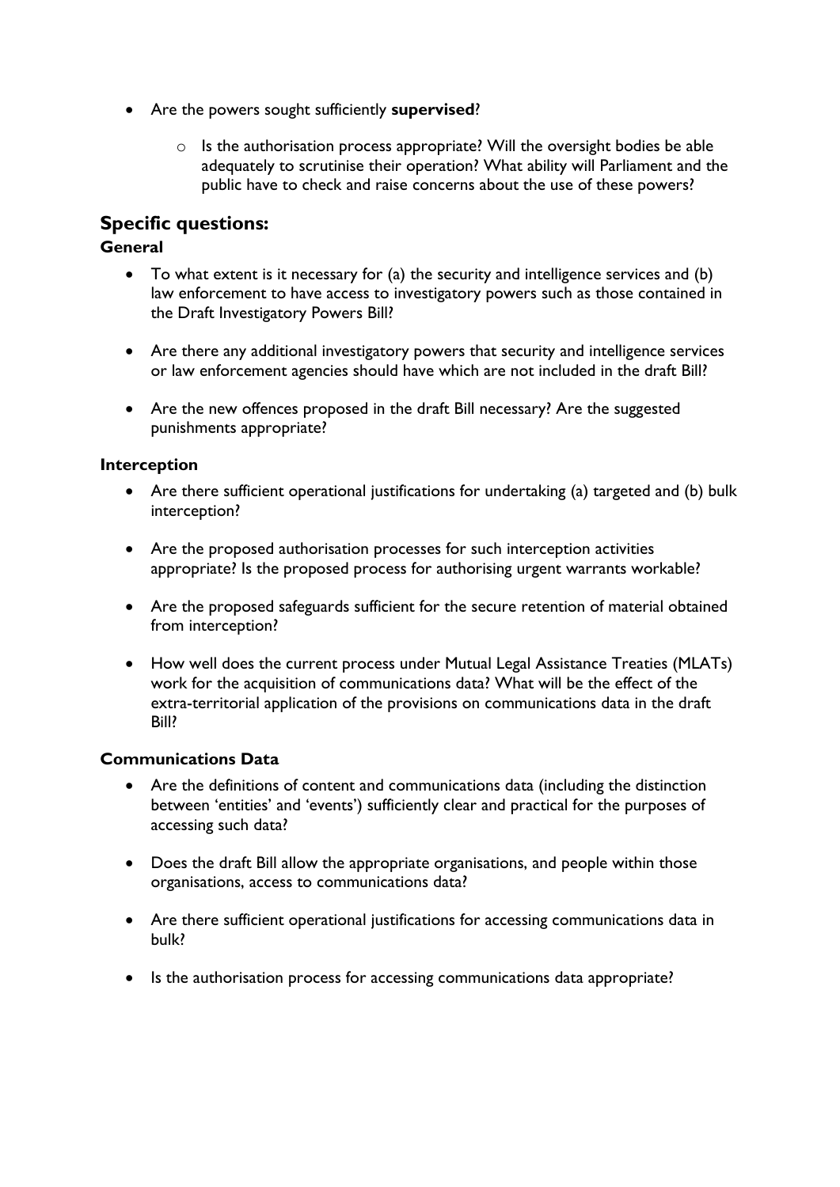- Are the powers sought sufficiently **supervised**?
    - Is the authorisation process appropriate? Will the oversight bodies be able adequately to scrutinise their operation? What ability will Parliament and the public have to check and raise concerns about the use of these powers?

## Specific questions:

### General

- To what extent is it necessary for (a) the security and intelligence services and (b) law enforcement to have access to investigatory powers such as those contained in the Draft Investigatory Powers Bill?

- Are there any additional investigatory powers that security and intelligence services or law enforcement agencies should have which are not included in the draft Bill?

- Are the new offences proposed in the draft Bill necessary? Are the suggested punishments appropriate?

### Interception

- Are there sufficient operational justifications for undertaking (a) targeted and (b) bulk interception?

- Are the proposed authorisation processes for such interception activities appropriate? Is the proposed process for authorising urgent warrants workable?

- Are the proposed safeguards sufficient for the secure retention of material obtained from interception?

- How well does the current process under Mutual Legal Assistance Treaties (MLATs) work for the acquisition of communications data? What will be the effect of the extra-territorial application of the provisions on communications data in the draft Bill?

### Communications Data

- Are the definitions of content and communications data (including the distinction between 'entities' and 'events') sufficiently clear and practical for the purposes of accessing such data?

- Does the draft Bill allow the appropriate organisations, and people within those organisations, access to communications data?

- Are there sufficient operational justifications for accessing communications data in bulk?

- Is the authorisation process for accessing communications data appropriate?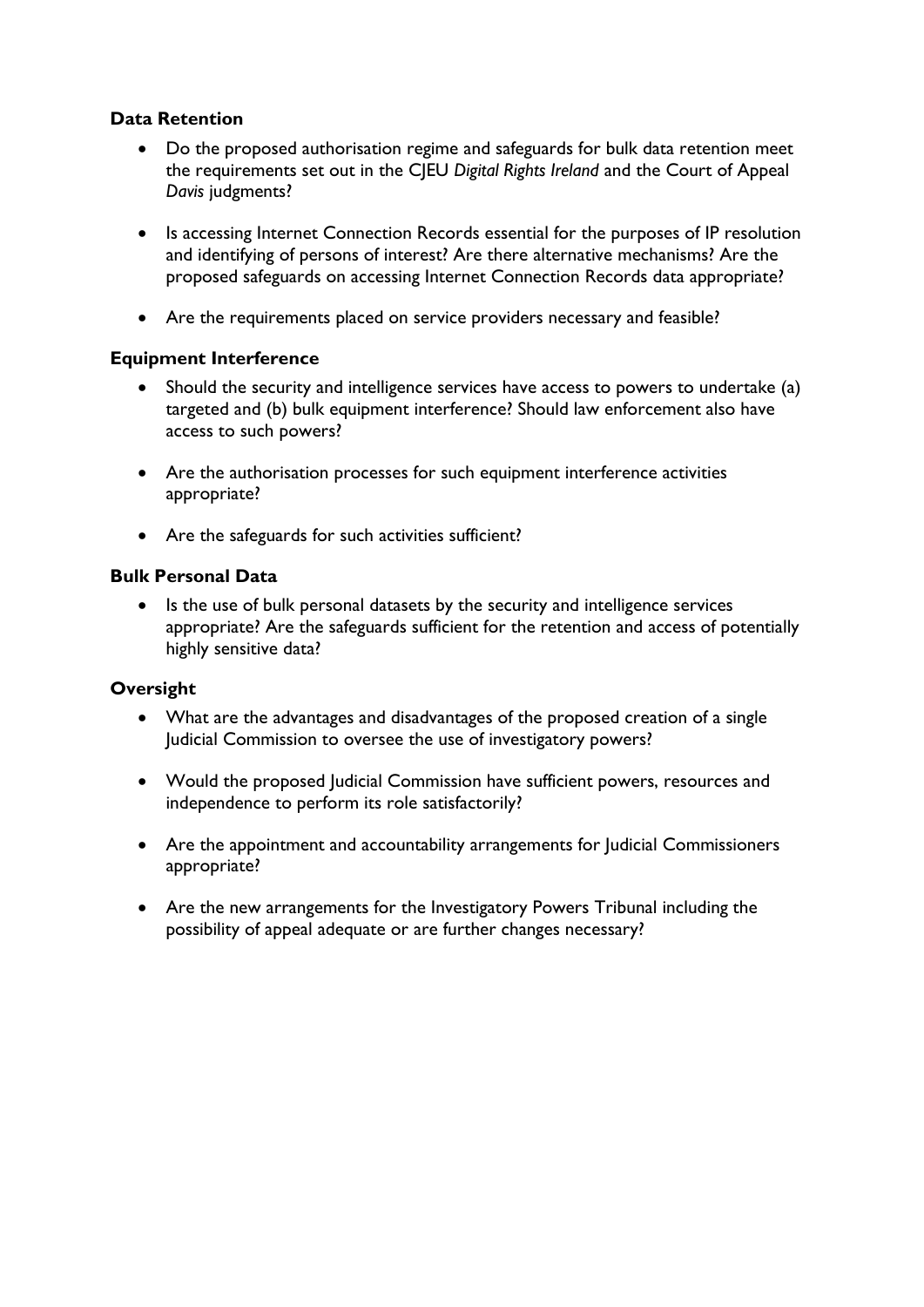**Data Retention**

- Do the proposed authorisation regime and safeguards for bulk data retention meet the requirements set out in the CJEU *Digital Rights Ireland* and the Court of Appeal *Davis* judgments?

- Is accessing Internet Connection Records essential for the purposes of IP resolution and identifying of persons of interest? Are there alternative mechanisms? Are the proposed safeguards on accessing Internet Connection Records data appropriate?

- Are the requirements placed on service providers necessary and feasible?

**Equipment Interference**

- Should the security and intelligence services have access to powers to undertake (a) targeted and (b) bulk equipment interference? Should law enforcement also have access to such powers?

- Are the authorisation processes for such equipment interference activities appropriate?

- Are the safeguards for such activities sufficient?

**Bulk Personal Data**

- Is the use of bulk personal datasets by the security and intelligence services appropriate? Are the safeguards sufficient for the retention and access of potentially highly sensitive data?

**Oversight**

- What are the advantages and disadvantages of the proposed creation of a single Judicial Commission to oversee the use of investigatory powers?

- Would the proposed Judicial Commission have sufficient powers, resources and independence to perform its role satisfactorily?

- Are the appointment and accountability arrangements for Judicial Commissioners appropriate?

- Are the new arrangements for the Investigatory Powers Tribunal including the possibility of appeal adequate or are further changes necessary?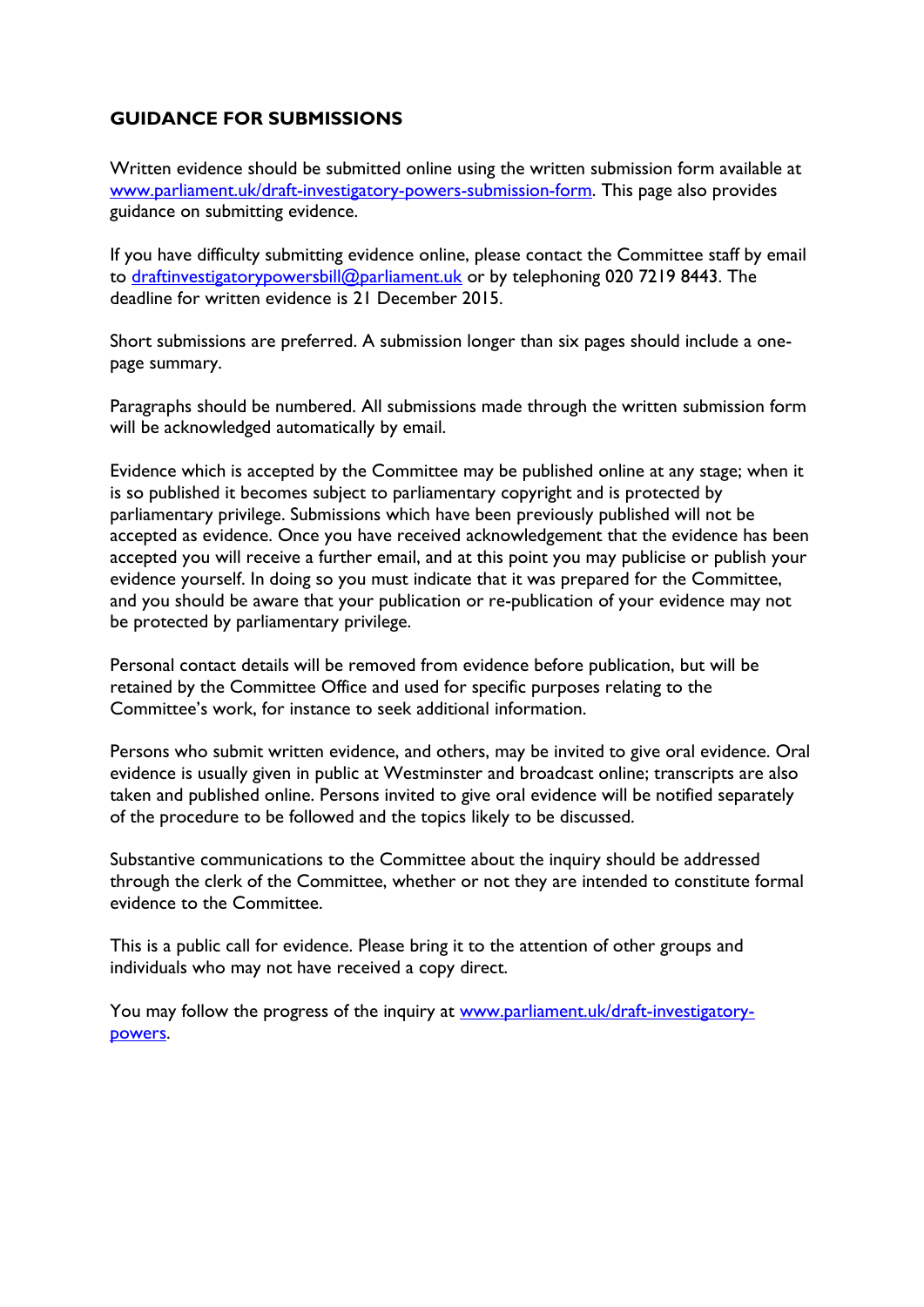## GUIDANCE FOR SUBMISSIONS

Written evidence should be submitted online using the written submission form available at [www.parliament.uk/draft-investigatory-powers-submission-form](http://www.parliament.uk/draft-investigatory-powers-submission-form). This page also provides guidance on submitting evidence.

If you have difficulty submitting evidence online, please contact the Committee staff by email to [draftinvestigatorypowersbill@parliament.uk](mailto:draftinvestigatorypowersbill@parliament.uk) or by telephoning 020 7219 8443. The deadline for written evidence is 21 December 2015.

Short submissions are preferred. A submission longer than six pages should include a one-page summary.

Paragraphs should be numbered. All submissions made through the written submission form will be acknowledged automatically by email.

Evidence which is accepted by the Committee may be published online at any stage; when it is so published it becomes subject to parliamentary copyright and is protected by parliamentary privilege. Submissions which have been previously published will not be accepted as evidence. Once you have received acknowledgement that the evidence has been accepted you will receive a further email, and at this point you may publicise or publish your evidence yourself. In doing so you must indicate that it was prepared for the Committee, and you should be aware that your publication or re-publication of your evidence may not be protected by parliamentary privilege.

Personal contact details will be removed from evidence before publication, but will be retained by the Committee Office and used for specific purposes relating to the Committee's work, for instance to seek additional information.

Persons who submit written evidence, and others, may be invited to give oral evidence. Oral evidence is usually given in public at Westminster and broadcast online; transcripts are also taken and published online. Persons invited to give oral evidence will be notified separately of the procedure to be followed and the topics likely to be discussed.

Substantive communications to the Committee about the inquiry should be addressed through the clerk of the Committee, whether or not they are intended to constitute formal evidence to the Committee.

This is a public call for evidence. Please bring it to the attention of other groups and individuals who may not have received a copy direct.

You may follow the progress of the inquiry at [www.parliament.uk/draft-investigatory-powers](http://www.parliament.uk/draft-investigatory-powers).